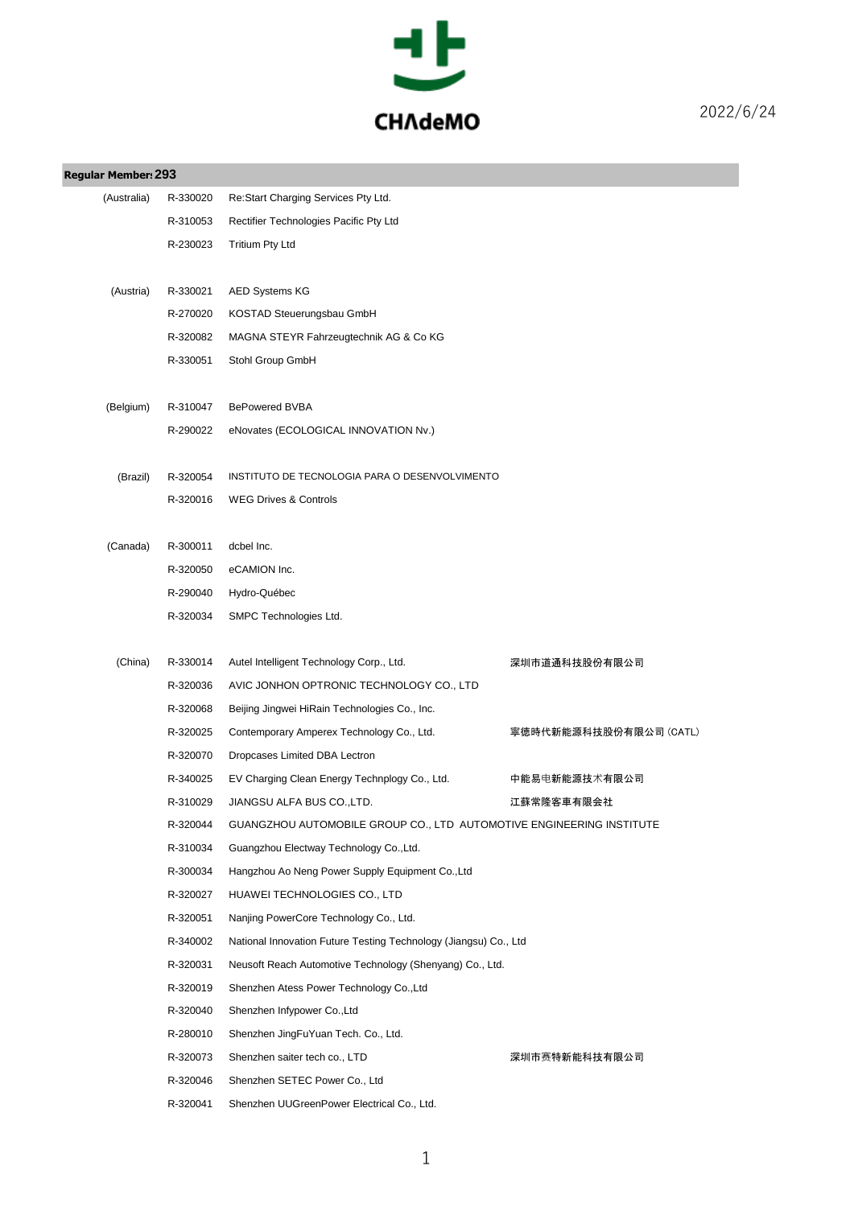CHAdeMO

2022/6/24

**Regular Member: 293**

| Country | ID | Name | Local name |
|---|---|---|---|
| (Australia) | R-330020 | Re:Start Charging Services Pty Ltd. | |
| | R-310053 | Rectifier Technologies Pacific Pty Ltd | |
| | R-230023 | Tritium Pty Ltd | |
| (Austria) | R-330021 | AED Systems KG | |
| | R-270020 | KOSTAD Steuerungsbau GmbH | |
| | R-320082 | MAGNA STEYR Fahrzeugtechnik AG & Co KG | |
| | R-330051 | Stohl Group GmbH | |
| (Belgium) | R-310047 | BePowered BVBA | |
| | R-290022 | eNovates (ECOLOGICAL INNOVATION Nv.) | |
| (Brazil) | R-320054 | INSTITUTO DE TECNOLOGIA PARA O DESENVOLVIMENTO | |
| | R-320016 | WEG Drives & Controls | |
| (Canada) | R-300011 | dcbel Inc. | |
| | R-320050 | eCAMION Inc. | |
| | R-290040 | Hydro-Québec | |
| | R-320034 | SMPC Technologies Ltd. | |
| (China) | R-330014 | Autel Intelligent Technology Corp., Ltd. | 深圳市道通科技股份有限公司 |
| | R-320036 | AVIC JONHON OPTRONIC TECHNOLOGY CO., LTD | |
| | R-320068 | Beijing Jingwei HiRain Technologies Co., Inc. | |
| | R-320025 | Contemporary Amperex Technology Co., Ltd. | 寧德時代新能源科技股份有限公司 (CATL) |
| | R-320070 | Dropcases Limited DBA Lectron | |
| | R-340025 | EV Charging Clean Energy Technplogy Co., Ltd. | 中能易电新能源技术有限公司 |
| | R-310029 | JIANGSU ALFA BUS CO.,LTD. | 江蘇常隆客車有限会社 |
| | R-320044 | GUANGZHOU AUTOMOBILE GROUP CO., LTD AUTOMOTIVE ENGINEERING INSTITUTE | |
| | R-310034 | Guangzhou Electway Technology Co.,Ltd. | |
| | R-300034 | Hangzhou Ao Neng Power Supply Equipment Co.,Ltd | |
| | R-320027 | HUAWEI TECHNOLOGIES CO., LTD | |
| | R-320051 | Nanjing PowerCore Technology Co., Ltd. | |
| | R-340002 | National Innovation Future Testing Technology (Jiangsu) Co., Ltd | |
| | R-320031 | Neusoft Reach Automotive Technology (Shenyang) Co., Ltd. | |
| | R-320019 | Shenzhen Atess Power Technology Co.,Ltd | |
| | R-320040 | Shenzhen Infypower Co.,Ltd | |
| | R-280010 | Shenzhen JingFuYuan Tech. Co., Ltd. | |
| | R-320073 | Shenzhen saiter tech co., LTD | 深圳市赛特新能科技有限公司 |
| | R-320046 | Shenzhen SETEC Power Co., Ltd | |
| | R-320041 | Shenzhen UUGreenPower Electrical Co., Ltd. | |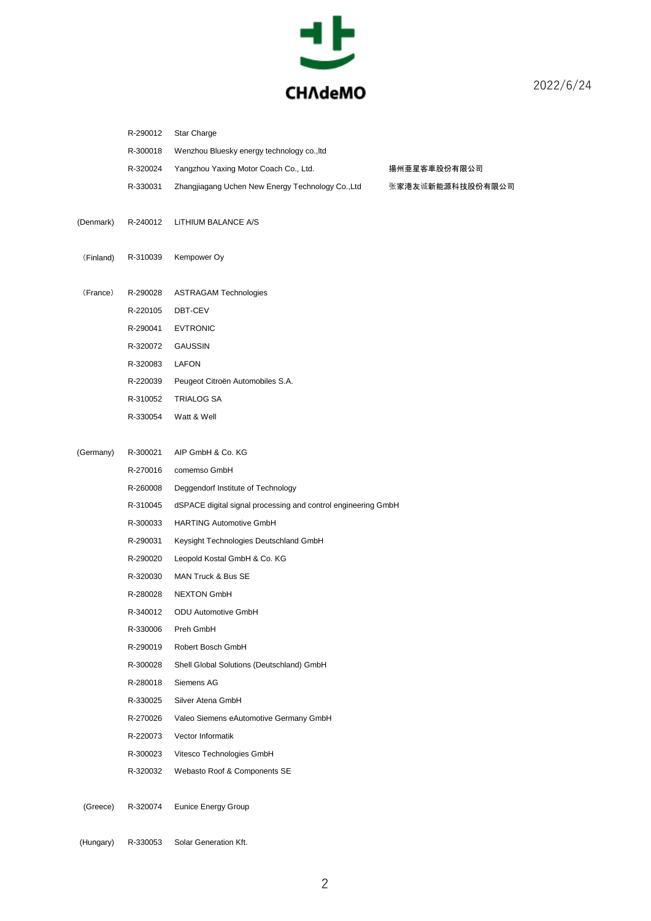| | | | |
|---|---|---|---|
| | R-290012 | Star Charge | |
| | R-300018 | Wenzhou Bluesky energy technology co.,ltd | |
| | R-320024 | Yangzhou Yaxing Motor Coach Co., Ltd. | 揚州亜星客車股份有限公司 |
| | R-330031 | Zhangjiagang Uchen New Energy Technology Co.,Ltd | 张家港友诚新能源科技股份有限公司 |
| (Denmark) | R-240012 | LiTHIUM BALANCE A/S | |
| （Finland) | R-310039 | Kempower Oy | |
| （France） | R-290028 | ASTRAGAM Technologies | |
| | R-220105 | DBT-CEV | |
| | R-290041 | EVTRONIC | |
| | R-320072 | GAUSSIN | |
| | R-320083 | LAFON | |
| | R-220039 | Peugeot Citroën Automobiles S.A. | |
| | R-310052 | TRIALOG SA | |
| | R-330054 | Watt & Well | |
| (Germany) | R-300021 | AIP GmbH & Co. KG | |
| | R-270016 | comemso GmbH | |
| | R-260008 | Deggendorf Institute of Technology | |
| | R-310045 | dSPACE digital signal processing and control engineering GmbH | |
| | R-300033 | HARTING Automotive GmbH | |
| | R-290031 | Keysight Technologies Deutschland GmbH | |
| | R-290020 | Leopold Kostal GmbH & Co. KG | |
| | R-320030 | MAN Truck & Bus SE | |
| | R-280028 | NEXTON GmbH | |
| | R-340012 | ODU Automotive GmbH | |
| | R-330006 | Preh GmbH | |
| | R-290019 | Robert Bosch GmbH | |
| | R-300028 | Shell Global Solutions (Deutschland) GmbH | |
| | R-280018 | Siemens AG | |
| | R-330025 | Silver Atena GmbH | |
| | R-270026 | Valeo Siemens eAutomotive Germany GmbH | |
| | R-220073 | Vector Informatik | |
| | R-300023 | Vitesco Technologies GmbH | |
| | R-320032 | Webasto Roof & Components SE | |
| (Greece) | R-320074 | Eunice Energy Group | |
| (Hungary) | R-330053 | Solar Generation Kft. | |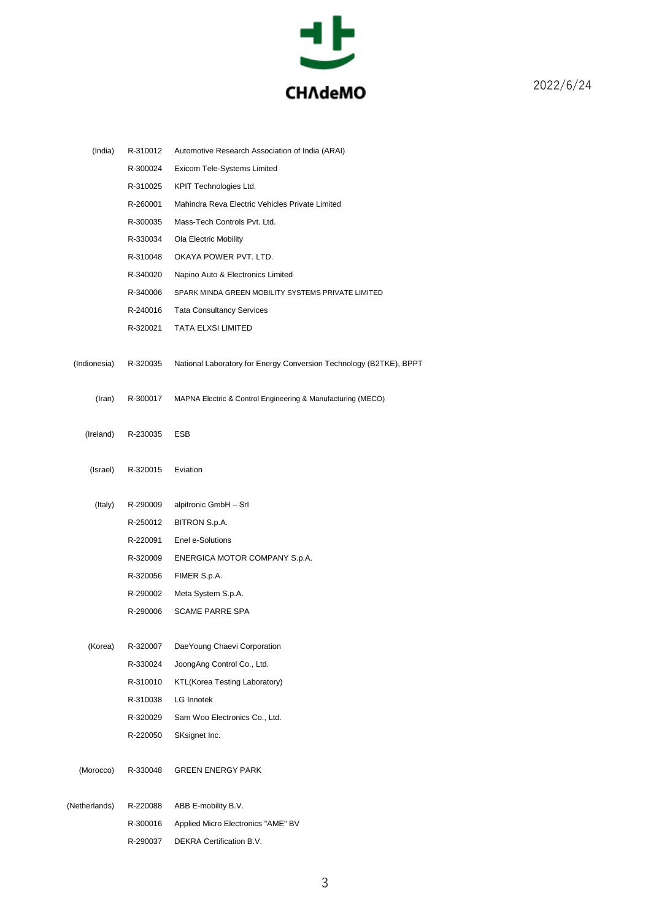| | | |
|---|---|---|
| (India) | R-310012 | Automotive Research Association of India (ARAI) |
| | R-300024 | Exicom Tele-Systems Limited |
| | R-310025 | KPIT Technologies Ltd. |
| | R-260001 | Mahindra Reva Electric Vehicles Private Limited |
| | R-300035 | Mass-Tech Controls Pvt. Ltd. |
| | R-330034 | Ola Electric Mobility |
| | R-310048 | OKAYA POWER PVT. LTD. |
| | R-340020 | Napino Auto & Electronics Limited |
| | R-340006 | SPARK MINDA GREEN MOBILITY SYSTEMS PRIVATE LIMITED |
| | R-240016 | Tata Consultancy Services |
| | R-320021 | TATA ELXSI LIMITED |
| (Indionesia) | R-320035 | National Laboratory for Energy Conversion Technology (B2TKE), BPPT |
| (Iran) | R-300017 | MAPNA Electric & Control Engineering & Manufacturing (MECO) |
| (Ireland) | R-230035 | ESB |
| (Israel) | R-320015 | Eviation |
| (Italy) | R-290009 | alpitronic GmbH – Srl |
| | R-250012 | BITRON S.p.A. |
| | R-220091 | Enel e-Solutions |
| | R-320009 | ENERGICA MOTOR COMPANY S.p.A. |
| | R-320056 | FIMER S.p.A. |
| | R-290002 | Meta System S.p.A. |
| | R-290006 | SCAME PARRE SPA |
| (Korea) | R-320007 | DaeYoung Chaevi Corporation |
| | R-330024 | JoongAng Control Co., Ltd. |
| | R-310010 | KTL(Korea Testing Laboratory) |
| | R-310038 | LG Innotek |
| | R-320029 | Sam Woo Electronics Co., Ltd. |
| | R-220050 | SKsignet Inc. |
| (Morocco) | R-330048 | GREEN ENERGY PARK |
| (Netherlands) | R-220088 | ABB E-mobility B.V. |
| | R-300016 | Applied Micro Electronics "AME" BV |
| | R-290037 | DEKRA Certification B.V. |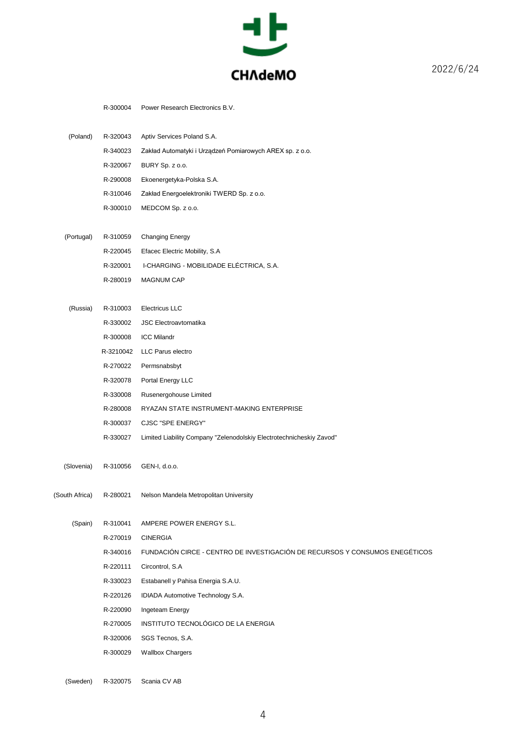2022/6/24

| | | |
|---|---|---|
| | R-300004 | Power Research Electronics B.V. |
| (Poland) | R-320043 | Aptiv Services Poland S.A. |
| | R-340023 | Zakład Automatyki i Urządzeń Pomiarowych AREX sp. z o.o. |
| | R-320067 | BURY Sp. z o.o. |
| | R-290008 | Ekoenergetyka-Polska S.A. |
| | R-310046 | Zakład Energoelektroniki TWERD Sp. z o.o. |
| | R-300010 | MEDCOM Sp. z o.o. |
| (Portugal) | R-310059 | Changing Energy |
| | R-220045 | Efacec Electric Mobility, S.A |
| | R-320001 | I-CHARGING - MOBILIDADE ELÉCTRICA, S.A. |
| | R-280019 | MAGNUM CAP |
| (Russia) | R-310003 | Electricus LLC |
| | R-330002 | JSC Electroavtomatika |
| | R-300008 | ICC Milandr |
| | R-3210042 | LLC Parus electro |
| | R-270022 | Permsnabsbyt |
| | R-320078 | Portal Energy LLC |
| | R-330008 | Rusenergohouse Limited |
| | R-280008 | RYAZAN STATE INSTRUMENT-MAKING ENTERPRISE |
| | R-300037 | CJSC "SPE ENERGY" |
| | R-330027 | Limited Liability Company "Zelenodolskiy Electrotechnicheskiy Zavod" |
| (Slovenia) | R-310056 | GEN-I, d.o.o. |
| (South Africa) | R-280021 | Nelson Mandela Metropolitan University |
| (Spain) | R-310041 | AMPERE POWER ENERGY S.L. |
| | R-270019 | CINERGIA |
| | R-340016 | FUNDACIÓN CIRCE - CENTRO DE INVESTIGACIÓN DE RECURSOS Y CONSUMOS ENEGÉTICOS |
| | R-220111 | Circontrol, S.A |
| | R-330023 | Estabanell y Pahisa Energia S.A.U. |
| | R-220126 | IDIADA Automotive Technology S.A. |
| | R-220090 | Ingeteam Energy |
| | R-270005 | INSTITUTO TECNOLÓGICO DE LA ENERGIA |
| | R-320006 | SGS Tecnos, S.A. |
| | R-300029 | Wallbox Chargers |
| (Sweden) | R-320075 | Scania CV AB |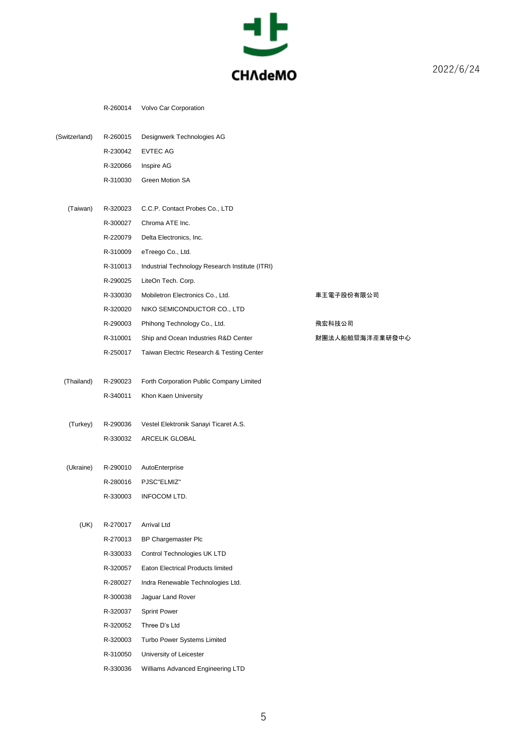| | | | |
|---|---|---|---|
| | R-260014 | Volvo Car Corporation | |
| (Switzerland) | R-260015 | Designwerk Technologies AG | |
| | R-230042 | EVTEC AG | |
| | R-320066 | Inspire AG | |
| | R-310030 | Green Motion SA | |
| (Taiwan) | R-320023 | C.C.P. Contact Probes Co., LTD | |
| | R-300027 | Chroma ATE Inc. | |
| | R-220079 | Delta Electronics, Inc. | |
| | R-310009 | eTreego Co., Ltd. | |
| | R-310013 | Industrial Technology Research Institute (ITRI) | |
| | R-290025 | LiteOn Tech. Corp. | |
| | R-330030 | Mobiletron Electronics Co., Ltd. | 車王電子股份有限公司 |
| | R-320020 | NIKO SEMICONDUCTOR CO., LTD | |
| | R-290003 | Phihong Technology Co., Ltd. | 飛宏科技公司 |
| | R-310001 | Ship and Ocean Industries R&D Center | 財團法人船舶暨海洋產業研發中心 |
| | R-250017 | Taiwan Electric Research & Testing Center | |
| (Thailand) | R-290023 | Forth Corporation Public Company Limited | |
| | R-340011 | Khon Kaen University | |
| (Turkey) | R-290036 | Vestel Elektronik Sanayi Ticaret A.S. | |
| | R-330032 | ARCELIK GLOBAL | |
| (Ukraine) | R-290010 | AutoEnterprise | |
| | R-280016 | PJSC"ELMIZ" | |
| | R-330003 | INFOCOM LTD. | |
| (UK) | R-270017 | Arrival Ltd | |
| | R-270013 | BP Chargemaster Plc | |
| | R-330033 | Control Technologies UK LTD | |
| | R-320057 | Eaton Electrical Products limited | |
| | R-280027 | Indra Renewable Technologies Ltd. | |
| | R-300038 | Jaguar Land Rover | |
| | R-320037 | Sprint Power | |
| | R-320052 | Three D's Ltd | |
| | R-320003 | Turbo Power Systems Limited | |
| | R-310050 | University of Leicester | |
| | R-330036 | Williams Advanced Engineering LTD | |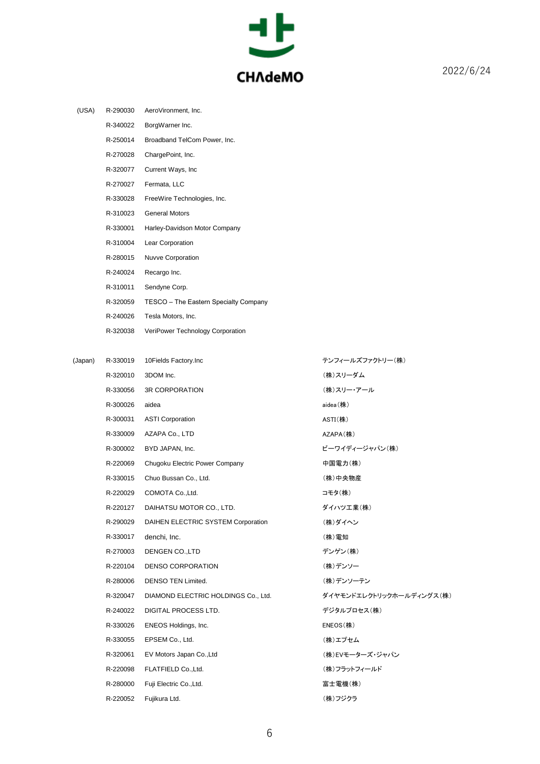CHAdeMO

2022/6/24

| | | | |
|---|---|---|---|
| (USA) | R-290030 | AeroVironment, Inc. | |
| | R-340022 | BorgWarner Inc. | |
| | R-250014 | Broadband TelCom Power, Inc. | |
| | R-270028 | ChargePoint, Inc. | |
| | R-320077 | Current Ways, Inc | |
| | R-270027 | Fermata, LLC | |
| | R-330028 | FreeWire Technologies, Inc. | |
| | R-310023 | General Motors | |
| | R-330001 | Harley-Davidson Motor Company | |
| | R-310004 | Lear Corporation | |
| | R-280015 | Nuvve Corporation | |
| | R-240024 | Recargo Inc. | |
| | R-310011 | Sendyne Corp. | |
| | R-320059 | TESCO – The Eastern Specialty Company | |
| | R-240026 | Tesla Motors, Inc. | |
| | R-320038 | VeriPower Technology Corporation | |
| | | | |
| (Japan) | R-330019 | 10Fields Factory.Inc | テンフィールズファクトリー(株) |
| | R-320010 | 3DOM Inc. | (株)スリーダム |
| | R-330056 | 3R CORPORATION | (株)スリー・アール |
| | R-300026 | aidea | aidea(株) |
| | R-300031 | ASTI Corporation | ASTI(株) |
| | R-330009 | AZAPA Co., LTD | AZAPA(株) |
| | R-300002 | BYD JAPAN, Inc. | ビーワイディージャパン(株) |
| | R-220069 | Chugoku Electric Power Company | 中国電力(株) |
| | R-330015 | Chuo Bussan Co., Ltd. | (株)中央物産 |
| | R-220029 | COMOTA Co.,Ltd. | コモタ(株) |
| | R-220127 | DAIHATSU MOTOR CO., LTD. | ダイハツ工業(株) |
| | R-290029 | DAIHEN ELECTRIC SYSTEM Corporation | (株)ダイヘン |
| | R-330017 | denchi, Inc. | (株)電知 |
| | R-270003 | DENGEN CO.,LTD | デンゲン(株) |
| | R-220104 | DENSO CORPORATION | (株)デンソー |
| | R-280006 | DENSO TEN Limited. | (株)デンソーテン |
| | R-320047 | DIAMOND ELECTRIC HOLDINGS Co., Ltd. | ダイヤモンドエレクトリックホールディングス(株) |
| | R-240022 | DIGITAL PROCESS LTD. | デジタルプロセス(株) |
| | R-330026 | ENEOS Holdings, Inc. | ENEOS(株) |
| | R-330055 | EPSEM Co., Ltd. | (株)エプセム |
| | R-320061 | EV Motors Japan Co.,Ltd | (株)EVモーターズ・ジャパン |
| | R-220098 | FLATFIELD Co.,Ltd. | (株)フラットフィールド |
| | R-280000 | Fuji Electric Co.,Ltd. | 富士電機(株) |
| | R-220052 | Fujikura Ltd. | (株)フジクラ |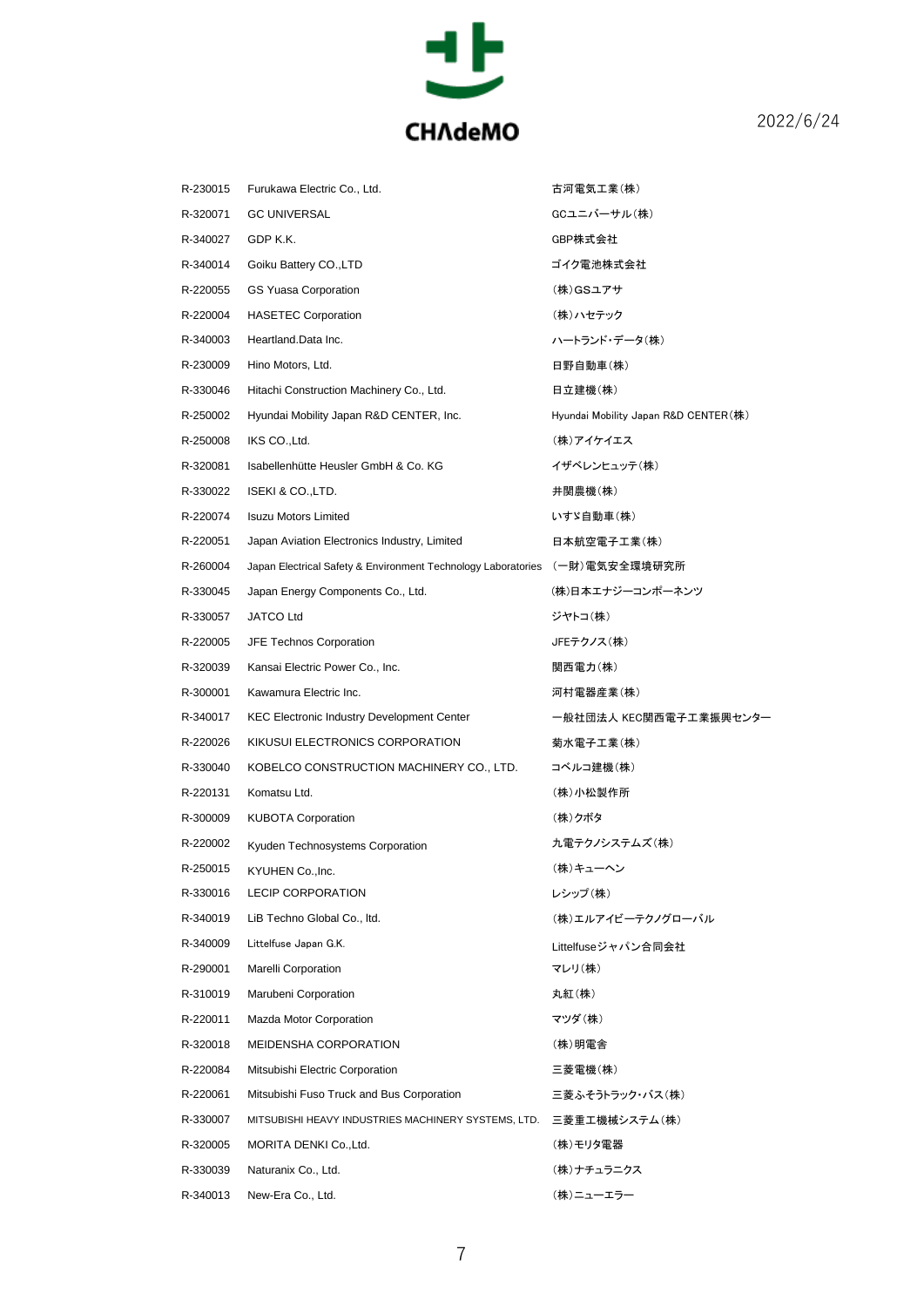CHAdeMO

2022/6/24

| | | |
|---|---|---|
| R-230015 | Furukawa Electric Co., Ltd. | 古河電気工業(株) |
| R-320071 | GC UNIVERSAL | GCユニバーサル(株) |
| R-340027 | GDP K.K. | GBP株式会社 |
| R-340014 | Goiku Battery CO.,LTD | ゴイク電池株式会社 |
| R-220055 | GS Yuasa Corporation | (株)GSユアサ |
| R-220004 | HASETEC Corporation | (株)ハセテック |
| R-340003 | Heartland.Data Inc. | ハートランド・データ(株) |
| R-230009 | Hino Motors, Ltd. | 日野自動車(株) |
| R-330046 | Hitachi Construction Machinery Co., Ltd. | 日立建機(株) |
| R-250002 | Hyundai Mobility Japan R&D CENTER, Inc. | Hyundai Mobility Japan R&D CENTER(株) |
| R-250008 | IKS CO.,Ltd. | (株)アイケイエス |
| R-320081 | Isabellenhütte Heusler GmbH & Co. KG | イザベレンヒュッテ(株) |
| R-330022 | ISEKI & CO.,LTD. | 井関農機(株) |
| R-220074 | Isuzu Motors Limited | いすゞ自動車(株) |
| R-220051 | Japan Aviation Electronics Industry, Limited | 日本航空電子工業(株) |
| R-260004 | Japan Electrical Safety & Environment Technology Laboratories | (一財)電気安全環境研究所 |
| R-330045 | Japan Energy Components Co., Ltd. | (株)日本エナジーコンポーネンツ |
| R-330057 | JATCO Ltd | ジヤトコ(株) |
| R-220005 | JFE Technos Corporation | JFEテクノス(株) |
| R-320039 | Kansai Electric Power Co., Inc. | 関西電力(株) |
| R-300001 | Kawamura Electric Inc. | 河村電器産業(株) |
| R-340017 | KEC Electronic Industry Development Center | 一般社団法人 KEC関西電子工業振興センター |
| R-220026 | KIKUSUI ELECTRONICS CORPORATION | 菊水電子工業(株) |
| R-330040 | KOBELCO CONSTRUCTION MACHINERY CO., LTD. | コベルコ建機(株) |
| R-220131 | Komatsu Ltd. | (株)小松製作所 |
| R-300009 | KUBOTA Corporation | (株)クボタ |
| R-220002 | Kyuden Technosystems Corporation | 九電テクノシステムズ(株) |
| R-250015 | KYUHEN Co.,Inc. | (株)キューヘン |
| R-330016 | LECIP CORPORATION | レシップ(株) |
| R-340019 | LiB Techno Global Co., ltd. | (株)エルアイビーテクノグローバル |
| R-340009 | Littelfuse Japan G.K. | Littelfuseジャパン合同会社 |
| R-290001 | Marelli Corporation | マレリ(株) |
| R-310019 | Marubeni Corporation | 丸紅(株) |
| R-220011 | Mazda Motor Corporation | マツダ(株) |
| R-320018 | MEIDENSHA CORPORATION | (株)明電舎 |
| R-220084 | Mitsubishi Electric Corporation | 三菱電機(株) |
| R-220061 | Mitsubishi Fuso Truck and Bus Corporation | 三菱ふそうトラック・バス(株) |
| R-330007 | MITSUBISHI HEAVY INDUSTRIES MACHINERY SYSTEMS, LTD. | 三菱重工機械システム(株) |
| R-320005 | MORITA DENKI Co.,Ltd. | (株)モリタ電器 |
| R-330039 | Naturanix Co., Ltd. | (株)ナチュラニクス |
| R-340013 | New-Era Co., Ltd. | (株)ニューエラー |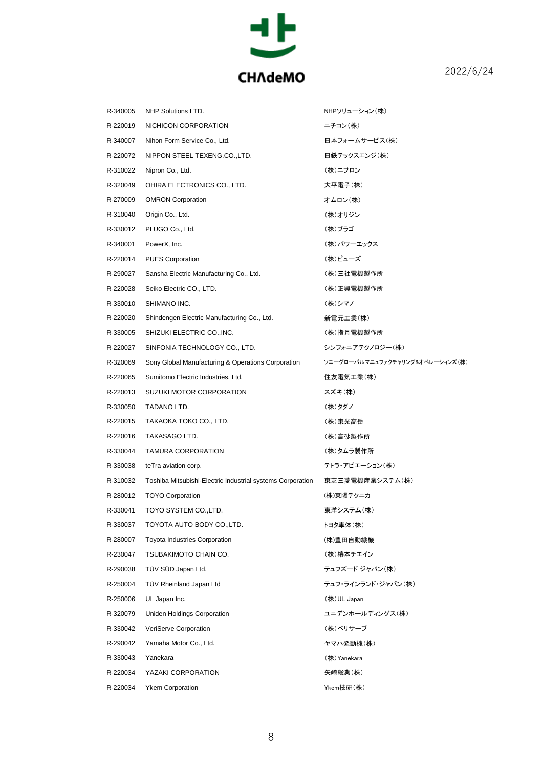CHAdeMO

2022/6/24

| | | |
|---|---|---|
| R-340005 | NHP Solutions LTD. | NHPソリューション(株) |
| R-220019 | NICHICON CORPORATION | ニチコン(株) |
| R-340007 | Nihon Form Service Co., Ltd. | 日本フォームサービス(株) |
| R-220072 | NIPPON STEEL TEXENG.CO.,LTD. | 日鉄テックスエンジ(株) |
| R-310022 | Nipron Co., Ltd. | (株)ニプロン |
| R-320049 | OHIRA ELECTRONICS CO., LTD. | 大平電子(株) |
| R-270009 | OMRON Corporation | オムロン(株) |
| R-310040 | Origin Co., Ltd. | (株)オリジン |
| R-330012 | PLUGO Co., Ltd. | (株)プラゴ |
| R-340001 | PowerX, Inc. | (株)パワーエックス |
| R-220014 | PUES Corporation | (株)ピューズ |
| R-290027 | Sansha Electric Manufacturing Co., Ltd. | (株)三社電機製作所 |
| R-220028 | Seiko Electric CO., LTD. | (株)正興電機製作所 |
| R-330010 | SHIMANO INC. | (株)シマノ |
| R-220020 | Shindengen Electric Manufacturing Co., Ltd. | 新電元工業(株) |
| R-330005 | SHIZUKI ELECTRIC CO.,INC. | (株)指月電機製作所 |
| R-220027 | SINFONIA TECHNOLOGY CO., LTD. | シンフォニアテクノロジー(株) |
| R-320069 | Sony Global Manufacturing & Operations Corporation | ソニーグローバルマニュファクチャリング&オペレーションズ(株) |
| R-220065 | Sumitomo Electric Industries, Ltd. | 住友電気工業(株) |
| R-220013 | SUZUKI MOTOR CORPORATION | スズキ(株) |
| R-330050 | TADANO LTD. | (株)タダノ |
| R-220015 | TAKAOKA TOKO CO., LTD. | (株)東光高岳 |
| R-220016 | TAKASAGO LTD. | (株)高砂製作所 |
| R-330044 | TAMURA CORPORATION | (株)タムラ製作所 |
| R-330038 | teTra aviation corp. | テトラ・アビエーション(株) |
| R-310032 | Toshiba Mitsubishi-Electric Industrial systems Corporation | 東芝三菱電機産業システム(株) |
| R-280012 | TOYO Corporation | (株)東陽テクニカ |
| R-330041 | TOYO SYSTEM CO.,LTD. | 東洋システム(株) |
| R-330037 | TOYOTA AUTO BODY CO.,LTD. | トヨタ車体(株) |
| R-280007 | Toyota Industries Corporation | (株)豊田自動織機 |
| R-230047 | TSUBAKIMOTO CHAIN CO. | (株)椿本チエイン |
| R-290038 | TÜV SÜD Japan Ltd. | テュフズード ジャパン(株) |
| R-250004 | TÜV Rheinland Japan Ltd | テュフ・ラインランド・ジャパン(株) |
| R-250006 | UL Japan Inc. | (株)UL Japan |
| R-320079 | Uniden Holdings Corporation | ユニデンホールディングス(株) |
| R-330042 | VeriServe Corporation | (株)ベリサーブ |
| R-290042 | Yamaha Motor Co., Ltd. | ヤマハ発動機(株) |
| R-330043 | Yanekara | (株)Yanekara |
| R-220034 | YAZAKI CORPORATION | 矢崎総業(株) |
| R-220034 | Ykem Corporation | Ykem技研(株) |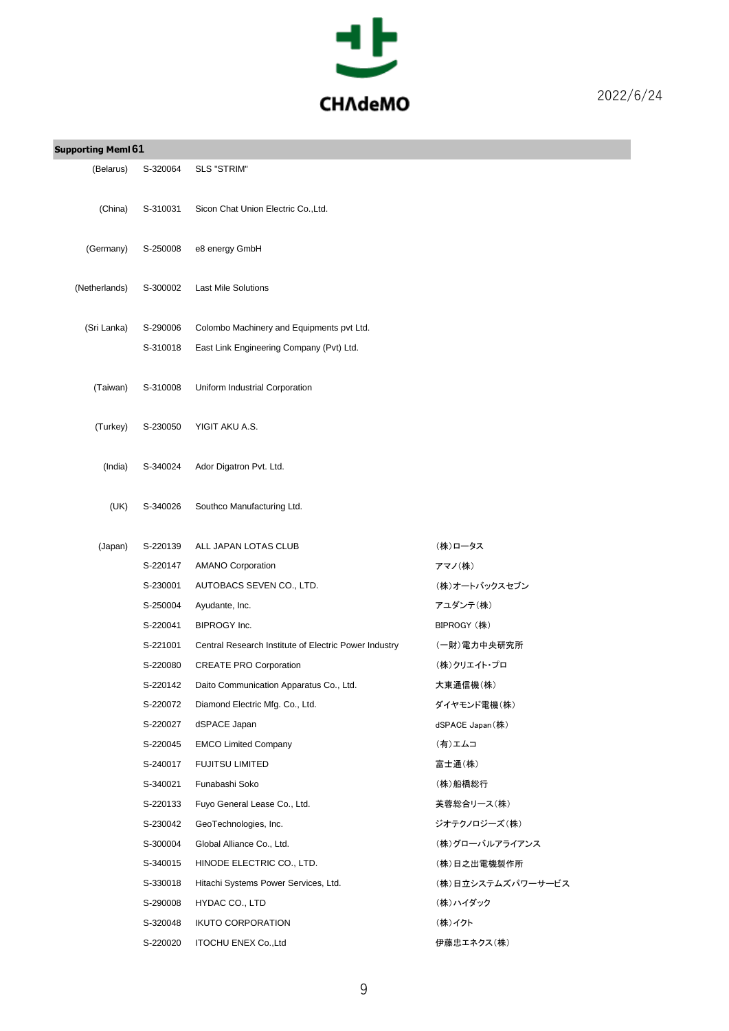CHAdeMO

2022/6/24

| Supporting Meml 61 | | | |
|---|---|---|---|
| (Belarus) | S-320064 | SLS "STRIM" | |
| (China) | S-310031 | Sicon Chat Union Electric Co.,Ltd. | |
| (Germany) | S-250008 | e8 energy GmbH | |
| (Netherlands) | S-300002 | Last Mile Solutions | |
| (Sri Lanka) | S-290006 | Colombo Machinery and Equipments pvt Ltd. | |
| | S-310018 | East Link Engineering Company (Pvt) Ltd. | |
| (Taiwan) | S-310008 | Uniform Industrial Corporation | |
| (Turkey) | S-230050 | YIGIT AKU A.S. | |
| (India) | S-340024 | Ador Digatron Pvt. Ltd. | |
| (UK) | S-340026 | Southco Manufacturing Ltd. | |
| (Japan) | S-220139 | ALL JAPAN LOTAS CLUB | (株)ロータス |
| | S-220147 | AMANO Corporation | アマノ(株) |
| | S-230001 | AUTOBACS SEVEN CO., LTD. | (株)オートバックスセブン |
| | S-250004 | Ayudante, Inc. | アユダンテ(株) |
| | S-220041 | BIPROGY Inc. | BIPROGY (株) |
| | S-221001 | Central Research Institute of Electric Power Industry | (一財)電力中央研究所 |
| | S-220080 | CREATE PRO Corporation | (株)クリエイト･プロ |
| | S-220142 | Daito Communication Apparatus Co., Ltd. | 大東通信機(株) |
| | S-220072 | Diamond Electric Mfg. Co., Ltd. | ダイヤモンド電機(株) |
| | S-220027 | dSPACE Japan | dSPACE Japan(株) |
| | S-220045 | EMCO Limited Company | (有)エムコ |
| | S-240017 | FUJITSU LIMITED | 富士通(株) |
| | S-340021 | Funabashi Soko | (株)船橋総行 |
| | S-220133 | Fuyo General Lease Co., Ltd. | 芙蓉総合リース(株) |
| | S-230042 | GeoTechnologies, Inc. | ジオテクノロジーズ(株) |
| | S-300004 | Global Alliance Co., Ltd. | (株)グローバルアライアンス |
| | S-340015 | HINODE ELECTRIC CO., LTD. | (株)日之出電機製作所 |
| | S-330018 | Hitachi Systems Power Services, Ltd. | (株)日立システムズパワーサービス |
| | S-290008 | HYDAC CO., LTD | (株)ハイダック |
| | S-320048 | IKUTO CORPORATION | (株)イクト |
| | S-220020 | ITOCHU ENEX Co.,Ltd | 伊藤忠エネクス(株) |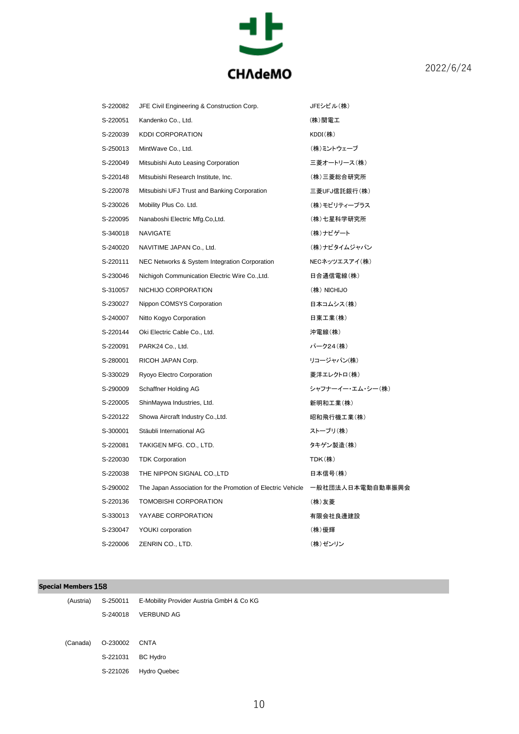CHAdeMO

2022/6/24

| | | |
|---|---|---|
| S-220082 | JFE Civil Engineering & Construction Corp. | JFEシビル(株) |
| S-220051 | Kandenko Co., Ltd. | (株)関電工 |
| S-220039 | KDDI CORPORATION | KDDI(株) |
| S-250013 | MintWave Co., Ltd. | (株)ミントウェーブ |
| S-220049 | Mitsubishi Auto Leasing Corporation | 三菱オートリース(株) |
| S-220148 | Mitsubishi Research Institute, Inc. | (株)三菱総合研究所 |
| S-220078 | Mitsubishi UFJ Trust and Banking Corporation | 三菱UFJ信託銀行(株) |
| S-230026 | Mobility Plus Co. Ltd. | (株)モビリティープラス |
| S-220095 | Nanaboshi Electric Mfg.Co,Ltd. | (株)七星科学研究所 |
| S-340018 | NAVIGATE | (株)ナビゲート |
| S-240020 | NAVITIME JAPAN Co., Ltd. | (株)ナビタイムジャパン |
| S-220111 | NEC Networks & System Integration Corporation | NECネッツエスアイ(株) |
| S-230046 | Nichigoh Communication Electric Wire Co.,Ltd. | 日合通信電線(株) |
| S-310057 | NICHIJO CORPORATION | (株) NICHIJO |
| S-230027 | Nippon COMSYS Corporation | 日本コムシス(株) |
| S-240007 | Nitto Kogyo Corporation | 日東工業(株) |
| S-220144 | Oki Electric Cable Co., Ltd. | 沖電線(株) |
| S-220091 | PARK24 Co., Ltd. | パーク24(株) |
| S-280001 | RICOH JAPAN Corp. | リコージャパン(株) |
| S-330029 | Ryoyo Electro Corporation | 菱洋エレクトロ(株) |
| S-290009 | Schaffner Holding AG | シャフナーイー・エム・シー(株) |
| S-220005 | ShinMaywa Industries, Ltd. | 新明和工業(株) |
| S-220122 | Showa Aircraft Industry Co.,Ltd. | 昭和飛行機工業(株) |
| S-300001 | Stäubli International AG | ストーブリ(株) |
| S-220081 | TAKIGEN MFG. CO., LTD. | タキゲン製造(株) |
| S-220030 | TDK Corporation | TDK(株) |
| S-220038 | THE NIPPON SIGNAL CO.,LTD | 日本信号(株) |
| S-290002 | The Japan Association for the Promotion of Electric Vehicle | 一般社団法人日本電動自動車振興会 |
| S-220136 | TOMOBISHI CORPORATION | (株)友菱 |
| S-330013 | YAYABE CORPORATION | 有限会社良邊建設 |
| S-230047 | YOUKI corporation | (株)優輝 |
| S-220006 | ZENRIN CO., LTD. | (株)ゼンリン |

## Special Members 158

| | | |
|---|---|---|
| (Austria) | S-250011 | E-Mobility Provider Austria GmbH & Co KG |
| | S-240018 | VERBUND AG |
| (Canada) | O-230002 | CNTA |
| | S-221031 | BC Hydro |
| | S-221026 | Hydro Quebec |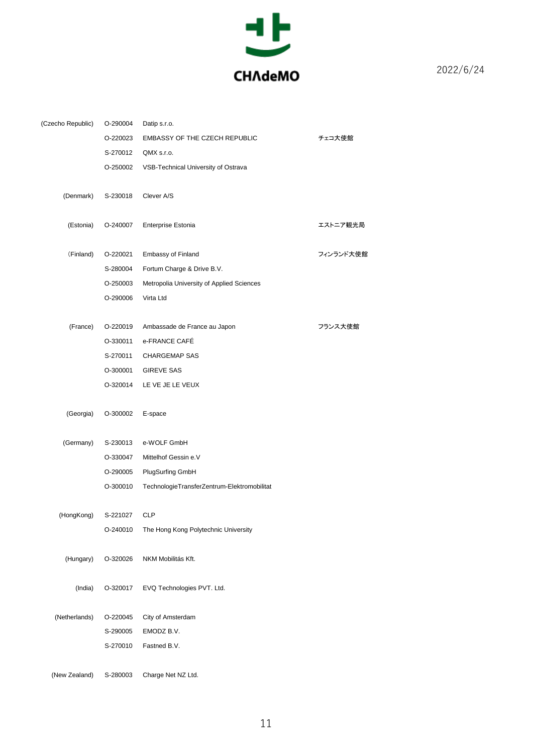CHAdeMO

2022/6/24

| Country | ID | Organization | |
|---|---|---|---|
| (Czecho Republic) | O-290004 | Datip s.r.o. | |
| | O-220023 | EMBASSY OF THE CZECH REPUBLIC | チェコ大使館 |
| | S-270012 | QMX s.r.o. | |
| | O-250002 | VSB-Technical University of Ostrava | |
| (Denmark) | S-230018 | Clever A/S | |
| (Estonia) | O-240007 | Enterprise Estonia | エストニア観光局 |
| (Finland) | O-220021 | Embassy of Finland | フィンランド大使館 |
| | S-280004 | Fortum Charge & Drive B.V. | |
| | O-250003 | Metropolia University of Applied Sciences | |
| | O-290006 | Virta Ltd | |
| (France) | O-220019 | Ambassade de France au Japon | フランス大使館 |
| | O-330011 | e-FRANCE CAFÉ | |
| | S-270011 | CHARGEMAP SAS | |
| | O-300001 | GIREVE SAS | |
| | O-320014 | LE VE JE LE VEUX | |
| (Georgia) | O-300002 | E-space | |
| (Germany) | S-230013 | e-WOLF GmbH | |
| | O-330047 | Mittelhof Gessin e.V | |
| | O-290005 | PlugSurfing GmbH | |
| | O-300010 | TechnologieTransferZentrum-Elektromobilitat | |
| (HongKong) | S-221027 | CLP | |
| | O-240010 | The Hong Kong Polytechnic University | |
| (Hungary) | O-320026 | NKM Mobilitás Kft. | |
| (India) | O-320017 | EVQ Technologies PVT. Ltd. | |
| (Netherlands) | O-220045 | City of Amsterdam | |
| | S-290005 | EMODZ B.V. | |
| | S-270010 | Fastned B.V. | |
| (New Zealand) | S-280003 | Charge Net NZ Ltd. | |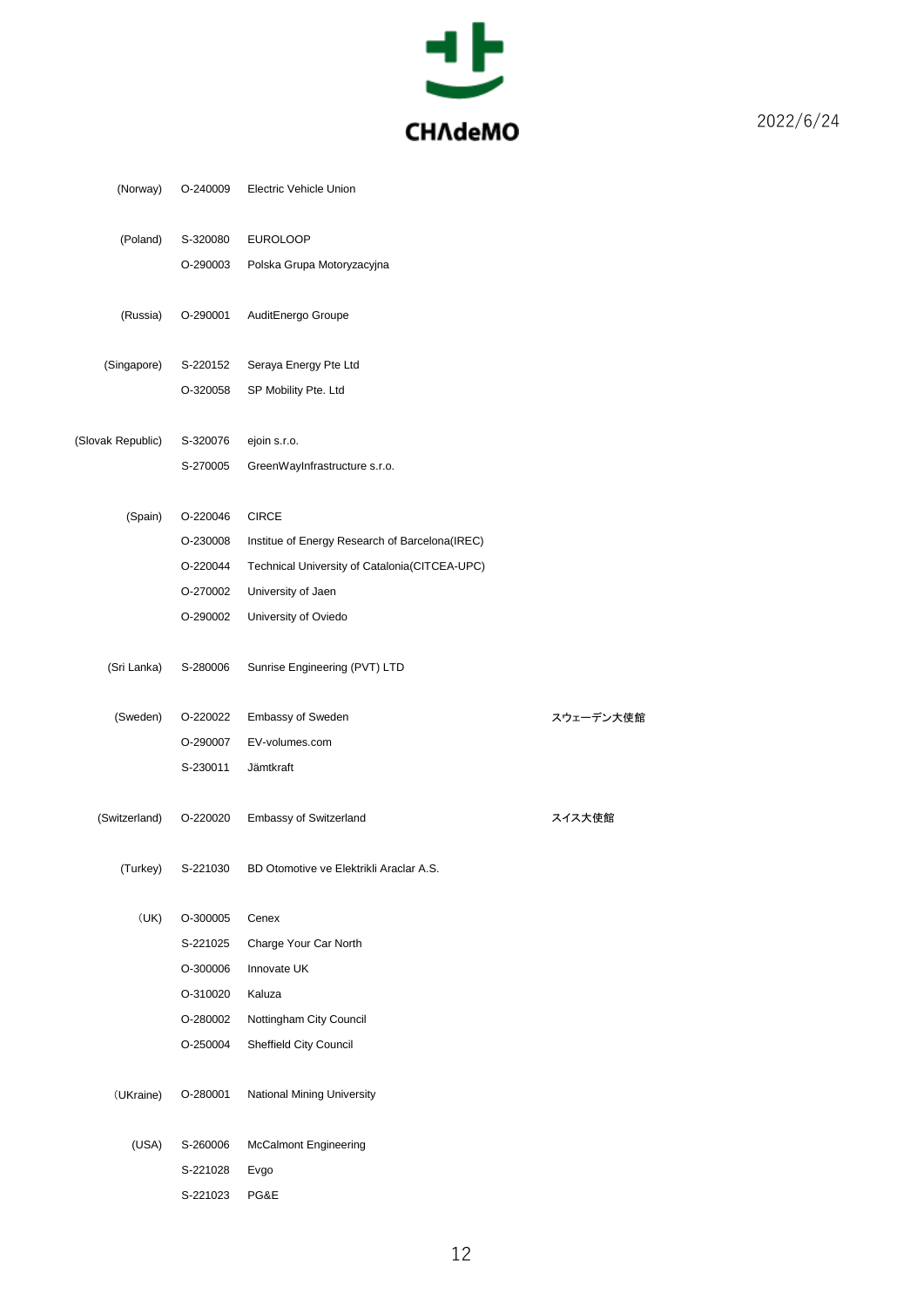| Country | ID | Name | Japanese name |
|---|---|---|---|
| (Norway) | O-240009 | Electric Vehicle Union | |
| (Poland) | S-320080 | EUROLOOP | |
| | O-290003 | Polska Grupa Motoryzacyjna | |
| (Russia) | O-290001 | AuditEnergo Groupe | |
| (Singapore) | S-220152 | Seraya Energy Pte Ltd | |
| | O-320058 | SP Mobility Pte. Ltd | |
| (Slovak Republic) | S-320076 | ejoin s.r.o. | |
| | S-270005 | GreenWayInfrastructure s.r.o. | |
| (Spain) | O-220046 | CIRCE | |
| | O-230008 | Institue of Energy Research of Barcelona(IREC) | |
| | O-220044 | Technical University of Catalonia(CITCEA-UPC) | |
| | O-270002 | University of Jaen | |
| | O-290002 | University of Oviedo | |
| (Sri Lanka) | S-280006 | Sunrise Engineering (PVT) LTD | |
| (Sweden) | O-220022 | Embassy of Sweden | スウェーデン大使館 |
| | O-290007 | EV-volumes.com | |
| | S-230011 | Jämtkraft | |
| (Switzerland) | O-220020 | Embassy of Switzerland | スイス大使館 |
| (Turkey) | S-221030 | BD Otomotive ve Elektrikli Araclar A.S. | |
| （UK) | O-300005 | Cenex | |
| | S-221025 | Charge Your Car North | |
| | O-300006 | Innovate UK | |
| | O-310020 | Kaluza | |
| | O-280002 | Nottingham City Council | |
| | O-250004 | Sheffield City Council | |
| （UKraine) | O-280001 | National Mining University | |
| (USA) | S-260006 | McCalmont Engineering | |
| | S-221028 | Evgo | |
| | S-221023 | PG&E | |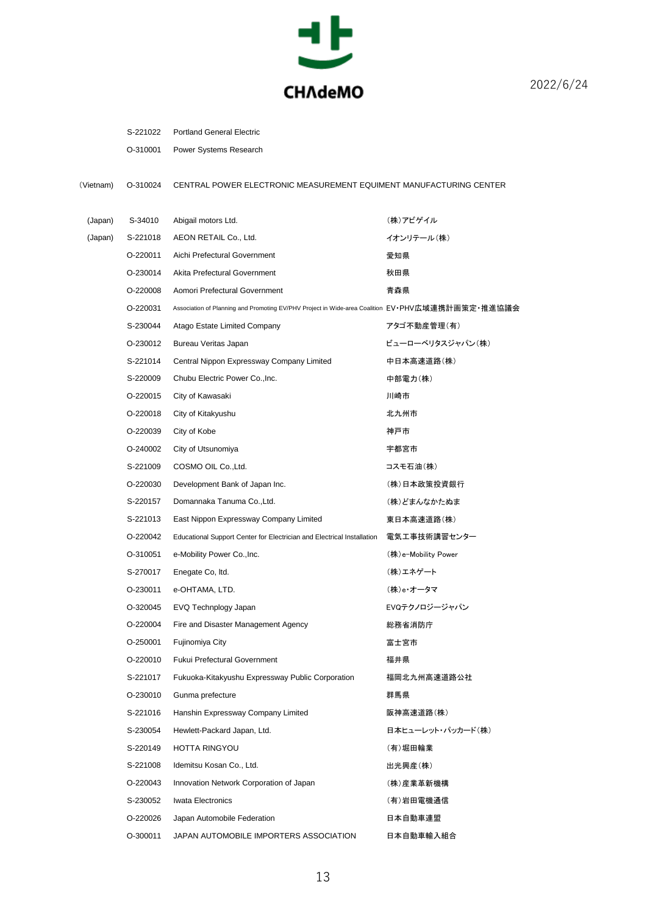CHAdeMO

2022/6/24

| | | | |
|---|---|---|---|
| | S-221022 | Portland General Electric | |
| | O-310001 | Power Systems Research | |
| (Vietnam) | O-310024 | CENTRAL POWER ELECTRONIC MEASUREMENT EQUIMENT MANUFACTURING CENTER | |
| (Japan) | S-34010 | Abigail motors Ltd. | (株)アビゲイル |
| (Japan) | S-221018 | AEON RETAIL Co., Ltd. | イオンリテール(株) |
| | O-220011 | Aichi Prefectural Government | 愛知県 |
| | O-230014 | Akita Prefectural Government | 秋田県 |
| | O-220008 | Aomori Prefectural Government | 青森県 |
| | O-220031 | Association of Planning and Promoting EV/PHV Project in Wide-area Coalition | EV・PHV広域連携計画策定・推進協議会 |
| | S-230044 | Atago Estate Limited Company | アタゴ不動産管理(有) |
| | O-230012 | Bureau Veritas Japan | ビューローベリタスジャパン(株) |
| | S-221014 | Central Nippon Expressway Company Limited | 中日本高速道路(株) |
| | S-220009 | Chubu Electric Power Co.,Inc. | 中部電力(株) |
| | O-220015 | City of Kawasaki | 川崎市 |
| | O-220018 | City of Kitakyushu | 北九州市 |
| | O-220039 | City of Kobe | 神戸市 |
| | O-240002 | City of Utsunomiya | 宇都宮市 |
| | S-221009 | COSMO OIL Co.,Ltd. | コスモ石油(株) |
| | O-220030 | Development Bank of Japan Inc. | (株)日本政策投資銀行 |
| | S-220157 | Domannaka Tanuma Co.,Ltd. | (株)どまんなかたぬま |
| | S-221013 | East Nippon Expressway Company Limited | 東日本高速道路(株) |
| | O-220042 | Educational Support Center for Electrician and Electrical Installation | 電気工事技術講習センター |
| | O-310051 | e-Mobility Power Co.,Inc. | (株)e-Mobility Power |
| | S-270017 | Enegate Co, ltd. | (株)エネゲート |
| | O-230011 | e-OHTAMA, LTD. | (株)e・オータマ |
| | O-320045 | EVQ Technplogy Japan | EVQテクノロジージャパン |
| | O-220004 | Fire and Disaster Management Agency | 総務省消防庁 |
| | O-250001 | Fujinomiya City | 富士宮市 |
| | O-220010 | Fukui Prefectural Government | 福井県 |
| | S-221017 | Fukuoka-Kitakyushu Expressway Public Corporation | 福岡北九州高速道路公社 |
| | O-230010 | Gunma prefecture | 群馬県 |
| | S-221016 | Hanshin Expressway Company Limited | 阪神高速道路(株) |
| | S-230054 | Hewlett-Packard Japan, Ltd. | 日本ヒューレット・パッカード(株) |
| | S-220149 | HOTTA RINGYOU | (有)堀田輪業 |
| | S-221008 | Idemitsu Kosan Co., Ltd. | 出光興産(株) |
| | O-220043 | Innovation Network Corporation of Japan | (株)産業革新機構 |
| | S-230052 | Iwata Electronics | (有)岩田電機通信 |
| | O-220026 | Japan Automobile Federation | 日本自動車連盟 |
| | O-300011 | JAPAN AUTOMOBILE IMPORTERS ASSOCIATION | 日本自動車輸入組合 |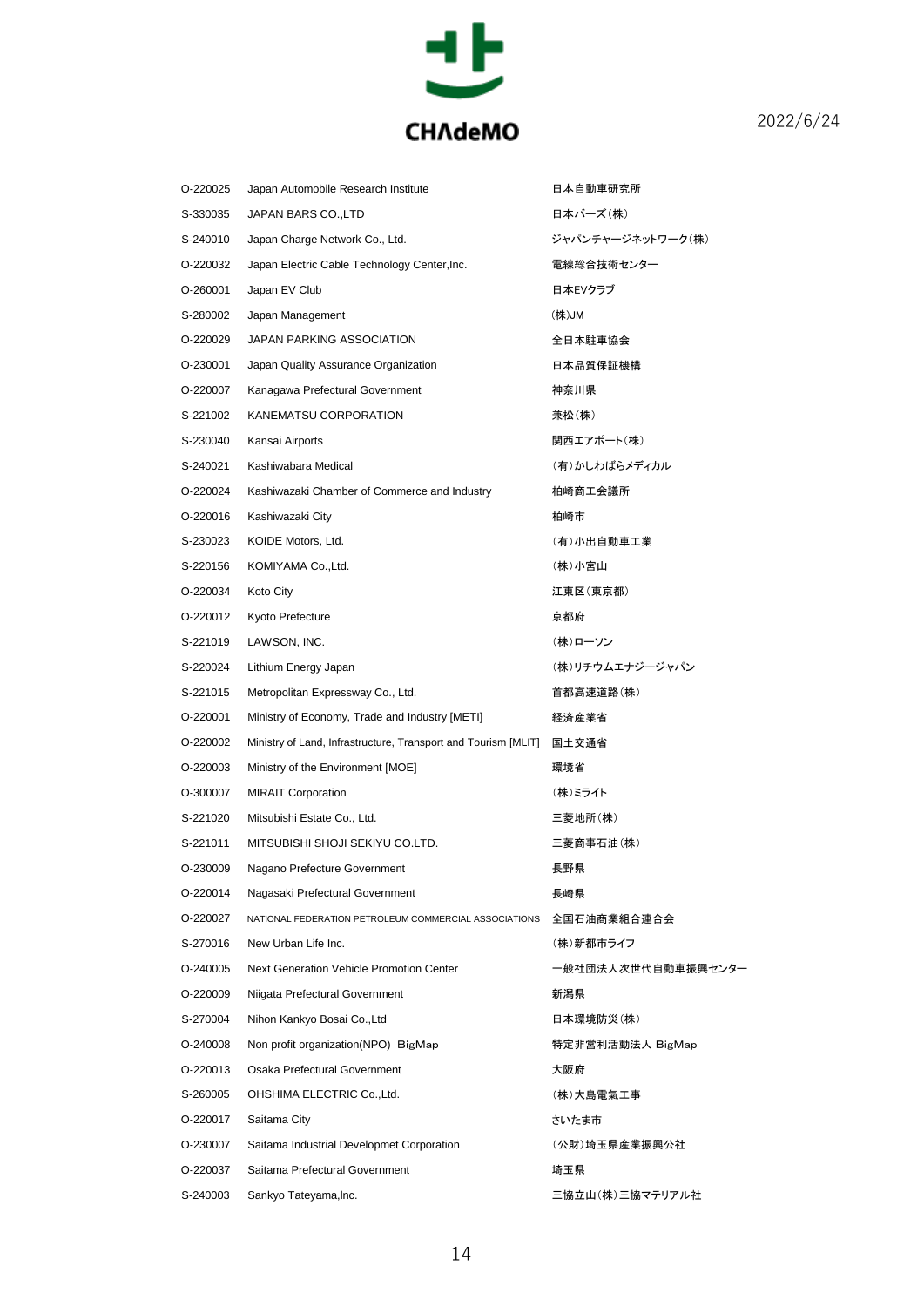CHAdeMO

2022/6/24

| | | |
|---|---|---|
| O-220025 | Japan Automobile Research Institute | 日本自動車研究所 |
| S-330035 | JAPAN BARS CO.,LTD | 日本バーズ(株) |
| S-240010 | Japan Charge Network Co., Ltd. | ジャパンチャージネットワーク(株) |
| O-220032 | Japan Electric Cable Technology Center,Inc. | 電線総合技術センター |
| O-260001 | Japan EV Club | 日本EVクラブ |
| S-280002 | Japan Management | (株)JM |
| O-220029 | JAPAN PARKING ASSOCIATION | 全日本駐車協会 |
| O-230001 | Japan Quality Assurance Organization | 日本品質保証機構 |
| O-220007 | Kanagawa Prefectural Government | 神奈川県 |
| S-221002 | KANEMATSU CORPORATION | 兼松(株) |
| S-230040 | Kansai Airports | 関西エアポート(株) |
| S-240021 | Kashiwabara Medical | (有)かしわばらメディカル |
| O-220024 | Kashiwazaki Chamber of Commerce and Industry | 柏崎商工会議所 |
| O-220016 | Kashiwazaki City | 柏崎市 |
| S-230023 | KOIDE Motors, Ltd. | (有)小出自動車工業 |
| S-220156 | KOMIYAMA Co.,Ltd. | (株)小宮山 |
| O-220034 | Koto City | 江東区(東京都) |
| O-220012 | Kyoto Prefecture | 京都府 |
| S-221019 | LAWSON, INC. | (株)ローソン |
| S-220024 | Lithium Energy Japan | (株)リチウムエナジージャパン |
| S-221015 | Metropolitan Expressway Co., Ltd. | 首都高速道路(株) |
| O-220001 | Ministry of Economy, Trade and Industry [METI] | 経済産業省 |
| O-220002 | Ministry of Land, Infrastructure, Transport and Tourism [MLIT] | 国土交通省 |
| O-220003 | Ministry of the Environment [MOE] | 環境省 |
| O-300007 | MIRAIT Corporation | (株)ミライト |
| S-221020 | Mitsubishi Estate Co., Ltd. | 三菱地所(株) |
| S-221011 | MITSUBISHI SHOJI SEKIYU CO.LTD. | 三菱商事石油(株) |
| O-230009 | Nagano Prefecture Government | 長野県 |
| O-220014 | Nagasaki Prefectural Government | 長崎県 |
| O-220027 | NATIONAL FEDERATION PETROLEUM COMMERCIAL ASSOCIATIONS | 全国石油商業組合連合会 |
| S-270016 | New Urban Life Inc. | (株)新都市ライフ |
| O-240005 | Next Generation Vehicle Promotion Center | 一般社団法人次世代自動車振興センター |
| O-220009 | Niigata Prefectural Government | 新潟県 |
| S-270004 | Nihon Kankyo Bosai Co.,Ltd | 日本環境防災(株) |
| O-240008 | Non profit organization(NPO) BigMap | 特定非営利活動法人 BigMap |
| O-220013 | Osaka Prefectural Government | 大阪府 |
| S-260005 | OHSHIMA ELECTRIC Co.,Ltd. | (株)大島電氣工事 |
| O-220017 | Saitama City | さいたま市 |
| O-230007 | Saitama Industrial Developmet Corporation | (公財)埼玉県産業振興公社 |
| O-220037 | Saitama Prefectural Government | 埼玉県 |
| S-240003 | Sankyo Tateyama,Inc. | 三協立山(株)三協マテリアル社 |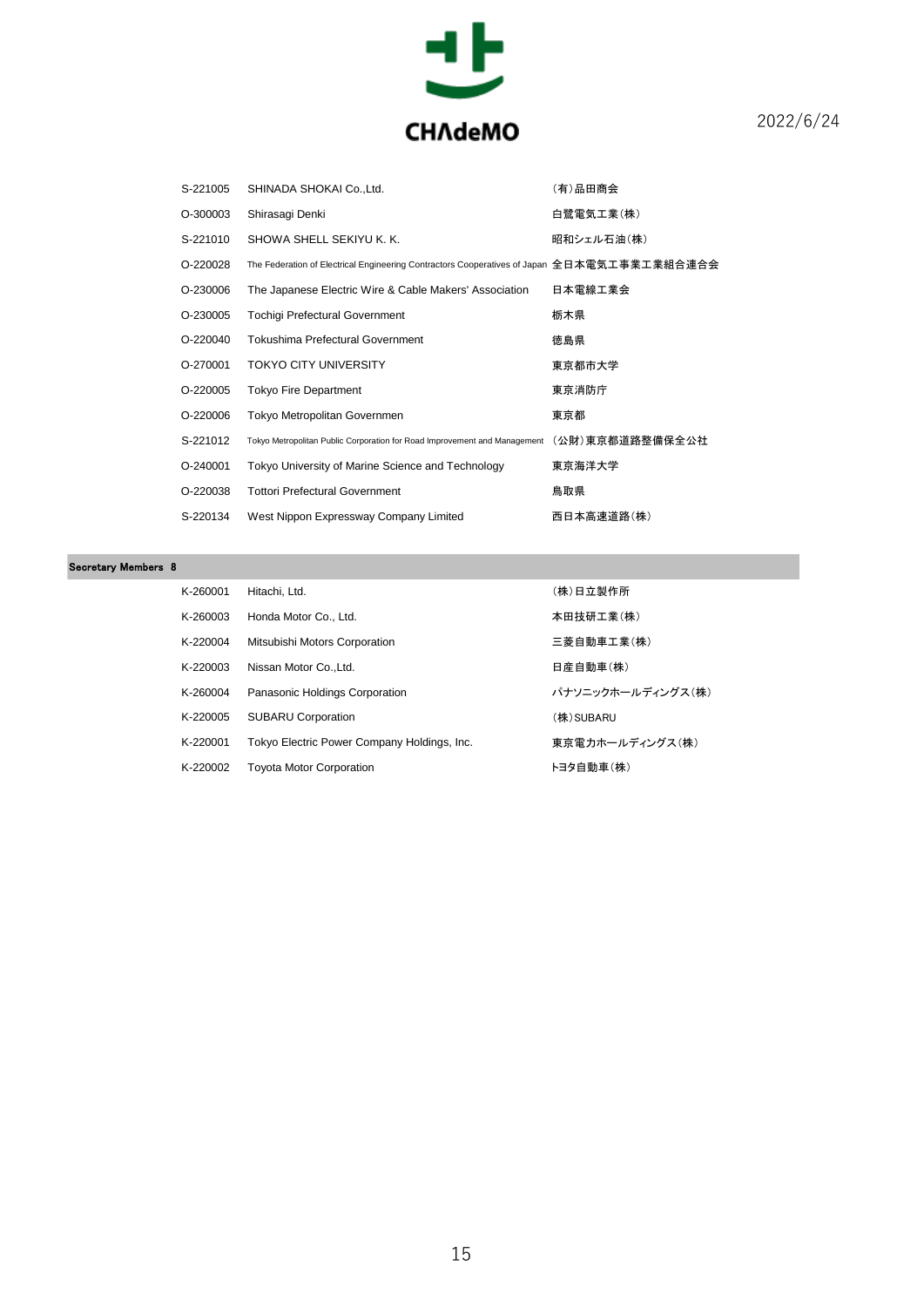CHAdeMO

2022/6/24

| | | |
|---|---|---|
| S-221005 | SHINADA SHOKAI Co.,Ltd. | (有)品田商会 |
| O-300003 | Shirasagi Denki | 白鷺電気工業(株) |
| S-221010 | SHOWA SHELL SEKIYU K. K. | 昭和シェル石油(株) |
| O-220028 | The Federation of Electrical Engineering Contractors Cooperatives of Japan | 全日本電気工事業工業組合連合会 |
| O-230006 | The Japanese Electric Wire & Cable Makers' Association | 日本電線工業会 |
| O-230005 | Tochigi Prefectural Government | 栃木県 |
| O-220040 | Tokushima Prefectural Government | 徳島県 |
| O-270001 | TOKYO CITY UNIVERSITY | 東京都市大学 |
| O-220005 | Tokyo Fire Department | 東京消防庁 |
| O-220006 | Tokyo Metropolitan Governmen | 東京都 |
| S-221012 | Tokyo Metropolitan Public Corporation for Road Improvement and Management | (公財)東京都道路整備保全公社 |
| O-240001 | Tokyo University of Marine Science and Technology | 東京海洋大学 |
| O-220038 | Tottori Prefectural Government | 鳥取県 |
| S-220134 | West Nippon Expressway Company Limited | 西日本高速道路(株) |

**Secretary Members 8**

| | | |
|---|---|---|
| K-260001 | Hitachi, Ltd. | (株)日立製作所 |
| K-260003 | Honda Motor Co., Ltd. | 本田技研工業(株) |
| K-220004 | Mitsubishi Motors Corporation | 三菱自動車工業(株) |
| K-220003 | Nissan Motor Co.,Ltd. | 日産自動車(株) |
| K-260004 | Panasonic Holdings Corporation | パナソニックホールディングス(株) |
| K-220005 | SUBARU Corporation | (株)SUBARU |
| K-220001 | Tokyo Electric Power Company Holdings, Inc. | 東京電力ホールディングス(株) |
| K-220002 | Toyota Motor Corporation | トヨタ自動車(株) |